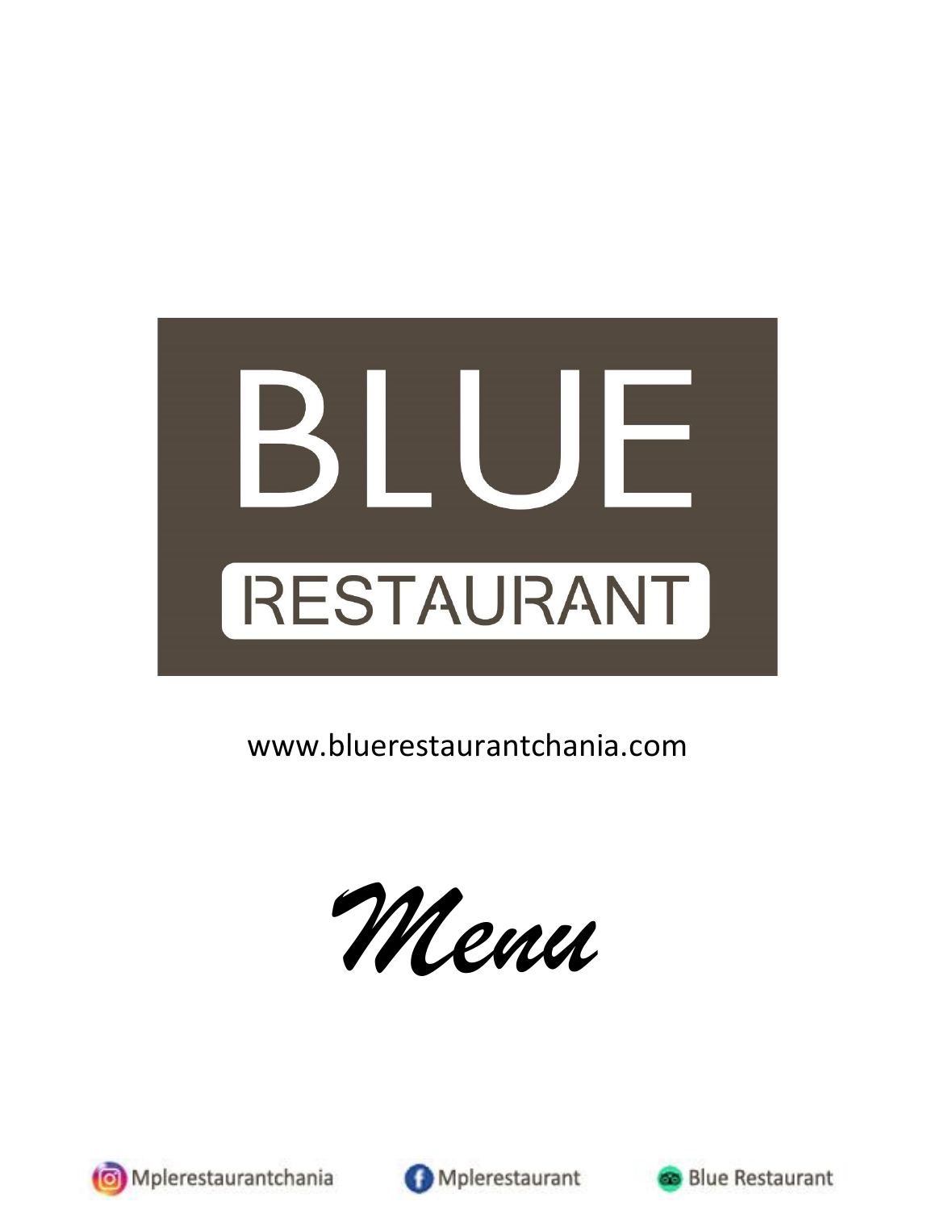# BLUE

## RESTAURANT

www.bluerestaurantchania.com

*Menu*

Mplerestaurantchania

Mplerestaurant

Blue Restaurant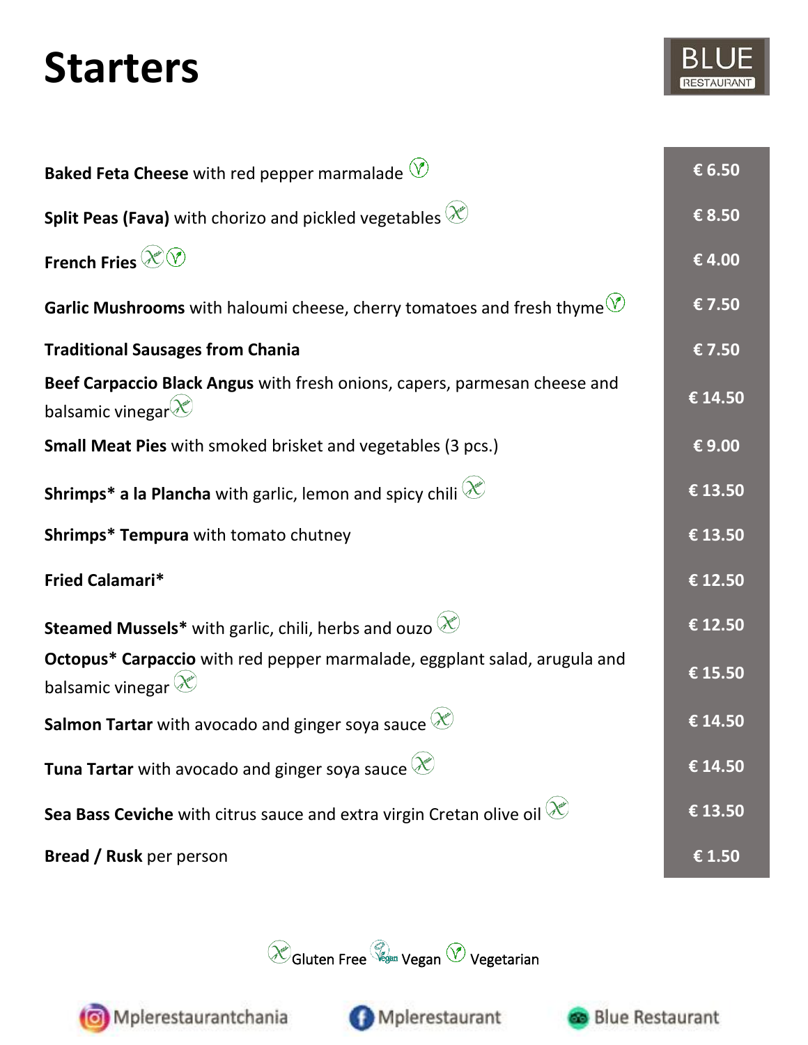# Starters

BLUE RESTAURANT

| Item | Price |
|---|---|
| **Baked Feta Cheese** with red pepper marmalade (Vegetarian) | € 6.50 |
| **Split Peas (Fava)** with chorizo and pickled vegetables (Gluten Free) | € 8.50 |
| **French Fries** (Gluten Free) (Vegetarian) | € 4.00 |
| **Garlic Mushrooms** with haloumi cheese, cherry tomatoes and fresh thyme (Vegetarian) | € 7.50 |
| **Traditional Sausages from Chania** | € 7.50 |
| **Beef Carpaccio Black Angus** with fresh onions, capers, parmesan cheese and balsamic vinegar (Gluten Free) | € 14.50 |
| **Small Meat Pies** with smoked brisket and vegetables (3 pcs.) | € 9.00 |
| **Shrimps* a la Plancha** with garlic, lemon and spicy chili (Gluten Free) | € 13.50 |
| **Shrimps* Tempura** with tomato chutney | € 13.50 |
| **Fried Calamari*** | € 12.50 |
| **Steamed Mussels*** with garlic, chili, herbs and ouzo (Gluten Free) | € 12.50 |
| **Octopus* Carpaccio** with red pepper marmalade, eggplant salad, arugula and balsamic vinegar (Gluten Free) | € 15.50 |
| **Salmon Tartar** with avocado and ginger soya sauce (Gluten Free) | € 14.50 |
| **Tuna Tartar** with avocado and ginger soya sauce (Gluten Free) | € 14.50 |
| **Sea Bass Ceviche** with citrus sauce and extra virgin Cretan olive oil (Gluten Free) | € 13.50 |
| **Bread / Rusk** per person | € 1.50 |

Gluten Free · Vegan · Vegetarian

Mplerestaurantchania · Mplerestaurant · Blue Restaurant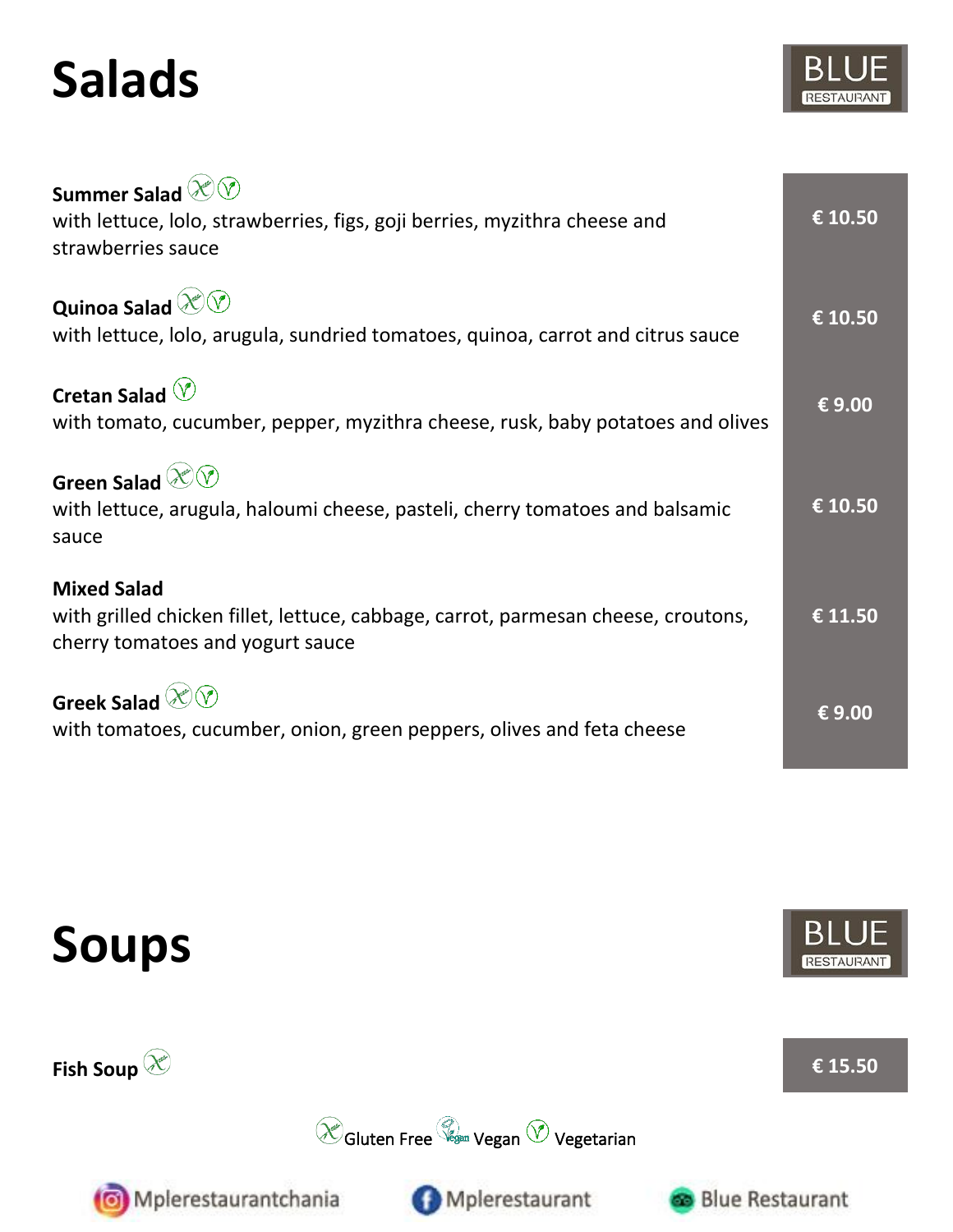# Salads

BLUE
RESTAURANT

**Summer Salad** (Gluten Free) (Vegetarian)
with lettuce, lolo, strawberries, figs, goji berries, myzithra cheese and strawberries sauce
**€ 10.50**

**Quinoa Salad** (Gluten Free) (Vegetarian)
with lettuce, lolo, arugula, sundried tomatoes, quinoa, carrot and citrus sauce
**€ 10.50**

**Cretan Salad** (Vegetarian)
with tomato, cucumber, pepper, myzithra cheese, rusk, baby potatoes and olives
**€ 9.00**

**Green Salad** (Gluten Free) (Vegetarian)
with lettuce, arugula, haloumi cheese, pasteli, cherry tomatoes and balsamic sauce
**€ 10.50**

**Mixed Salad**
with grilled chicken fillet, lettuce, cabbage, carrot, parmesan cheese, croutons, cherry tomatoes and yogurt sauce
**€ 11.50**

**Greek Salad** (Gluten Free) (Vegetarian)
with tomatoes, cucumber, onion, green peppers, olives and feta cheese
**€ 9.00**

# Soups

BLUE
RESTAURANT

**Fish Soup** (Gluten Free)
**€ 15.50**

Gluten Free Vegan Vegetarian

Mplerestaurantchania Mplerestaurant Blue Restaurant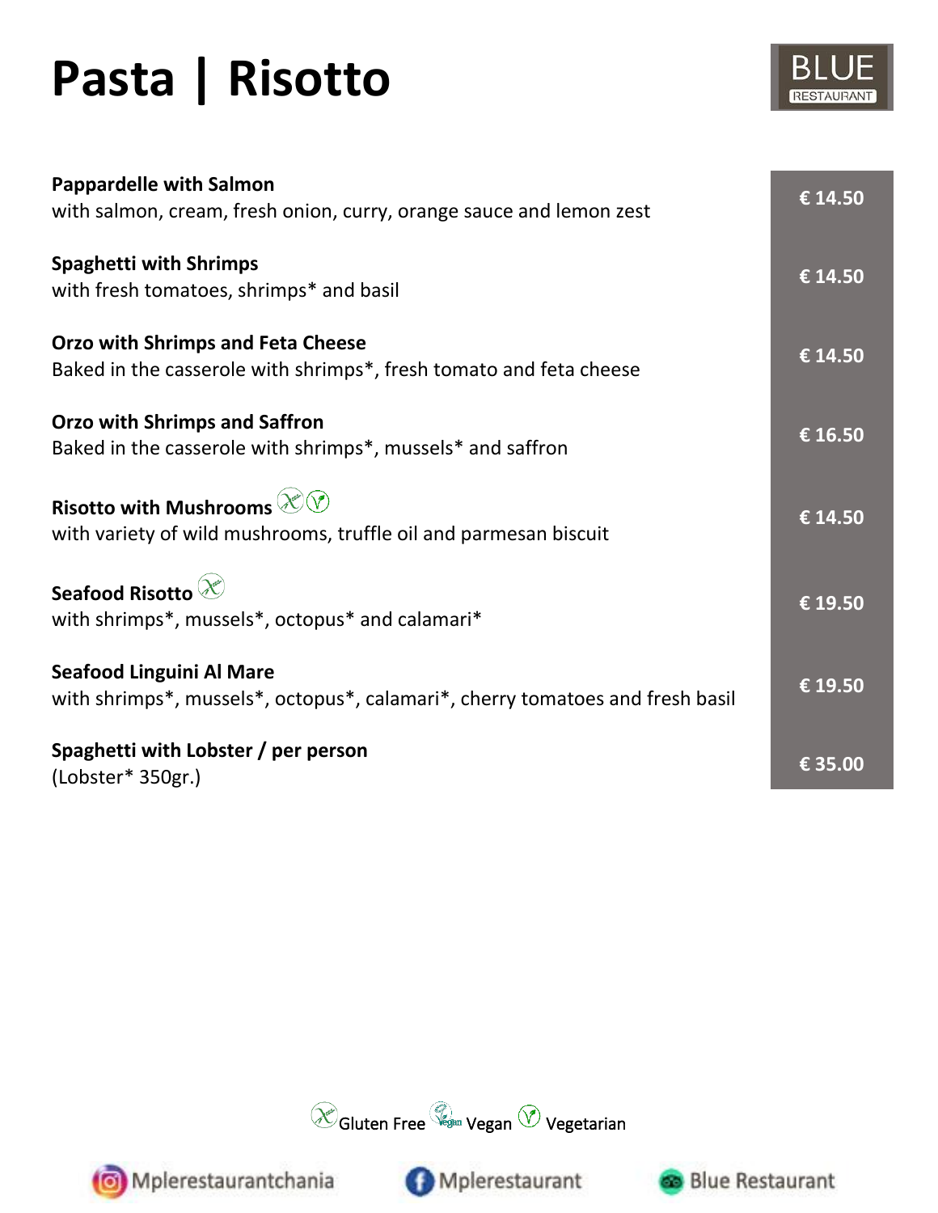# Pasta | Risotto

BLUE RESTAURANT

**Pappardelle with Salmon** — € 14.50
with salmon, cream, fresh onion, curry, orange sauce and lemon zest

**Spaghetti with Shrimps** — € 14.50
with fresh tomatoes, shrimps* and basil

**Orzo with Shrimps and Feta Cheese** — € 14.50
Baked in the casserole with shrimps*, fresh tomato and feta cheese

**Orzo with Shrimps and Saffron** — € 16.50
Baked in the casserole with shrimps*, mussels* and saffron

**Risotto with Mushrooms** (Gluten Free) (Vegetarian) — € 14.50
with variety of wild mushrooms, truffle oil and parmesan biscuit

**Seafood Risotto** (Gluten Free) — € 19.50
with shrimps*, mussels*, octopus* and calamari*

**Seafood Linguini Al Mare** — € 19.50
with shrimps*, mussels*, octopus*, calamari*, cherry tomatoes and fresh basil

**Spaghetti with Lobster / per person** — € 35.00
(Lobster* 350gr.)

Gluten Free | Vegan | Vegetarian

Mplerestaurantchania | Mplerestaurant | Blue Restaurant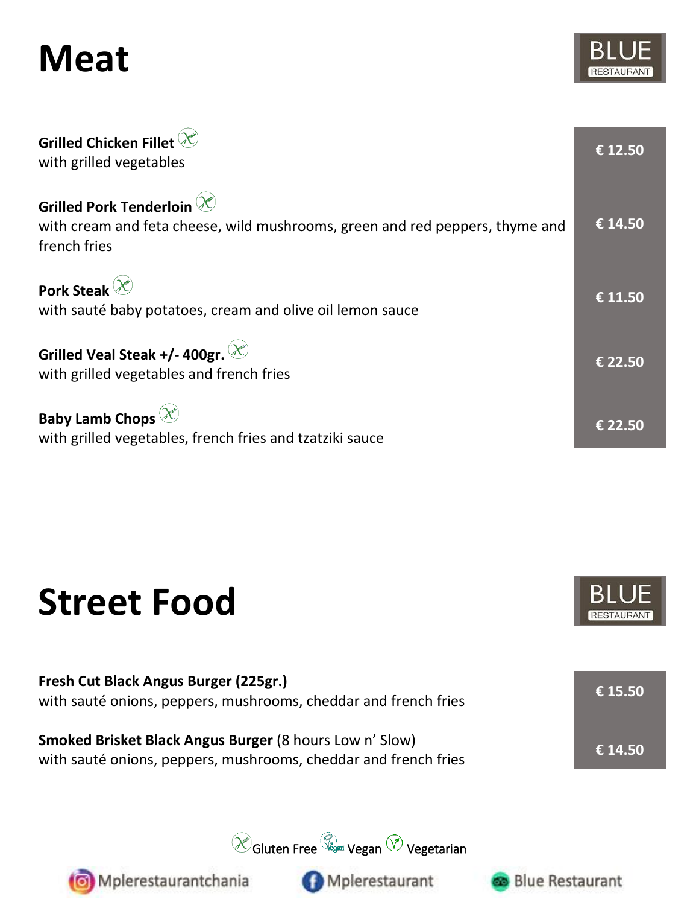# Meat

BLUE RESTAURANT

**Grilled Chicken Fillet** (Gluten Free)
with grilled vegetables — € 12.50

**Grilled Pork Tenderloin** (Gluten Free)
with cream and feta cheese, wild mushrooms, green and red peppers, thyme and french fries — € 14.50

**Pork Steak** (Gluten Free)
with sauté baby potatoes, cream and olive oil lemon sauce — € 11.50

**Grilled Veal Steak +/- 400gr.** (Gluten Free)
with grilled vegetables and french fries — € 22.50

**Baby Lamb Chops** (Gluten Free)
with grilled vegetables, french fries and tzatziki sauce — € 22.50

# Street Food

BLUE RESTAURANT

**Fresh Cut Black Angus Burger (225gr.)**
with sauté onions, peppers, mushrooms, cheddar and french fries — € 15.50

**Smoked Brisket Black Angus Burger** (8 hours Low n' Slow)
with sauté onions, peppers, mushrooms, cheddar and french fries — € 14.50

Gluten Free | Vegan | Vegetarian

Mplerestaurantchania | Mplerestaurant | Blue Restaurant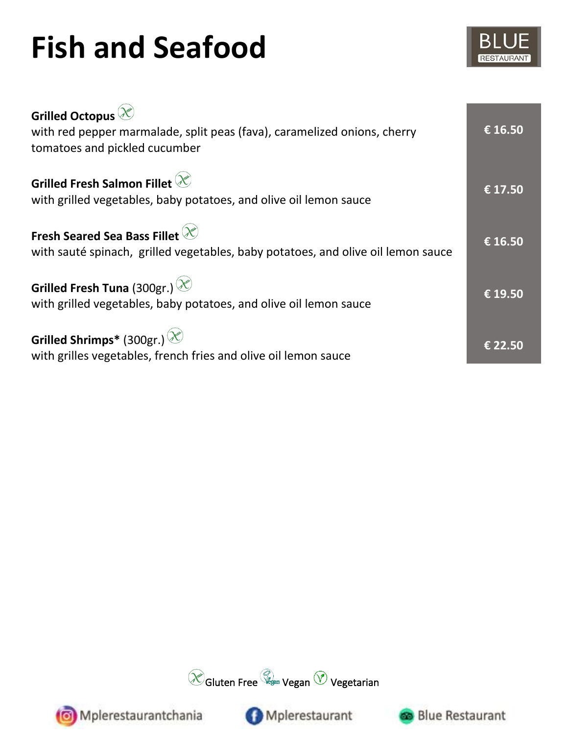# Fish and Seafood

BLUE RESTAURANT

**Grilled Octopus** (Gluten Free)
with red pepper marmalade, split peas (fava), caramelized onions, cherry tomatoes and pickled cucumber
**€ 16.50**

**Grilled Fresh Salmon Fillet** (Gluten Free)
with grilled vegetables, baby potatoes, and olive oil lemon sauce
**€ 17.50**

**Fresh Seared Sea Bass Fillet** (Gluten Free)
with sauté spinach, grilled vegetables, baby potatoes, and olive oil lemon sauce
**€ 16.50**

**Grilled Fresh Tuna** (300gr.) (Gluten Free)
with grilled vegetables, baby potatoes, and olive oil lemon sauce
**€ 19.50**

**Grilled Shrimps*** (300gr.) (Gluten Free)
with grilles vegetables, french fries and olive oil lemon sauce
**€ 22.50**

Gluten Free | Vegan | Vegetarian

Mplerestaurantchania | Mplerestaurant | Blue Restaurant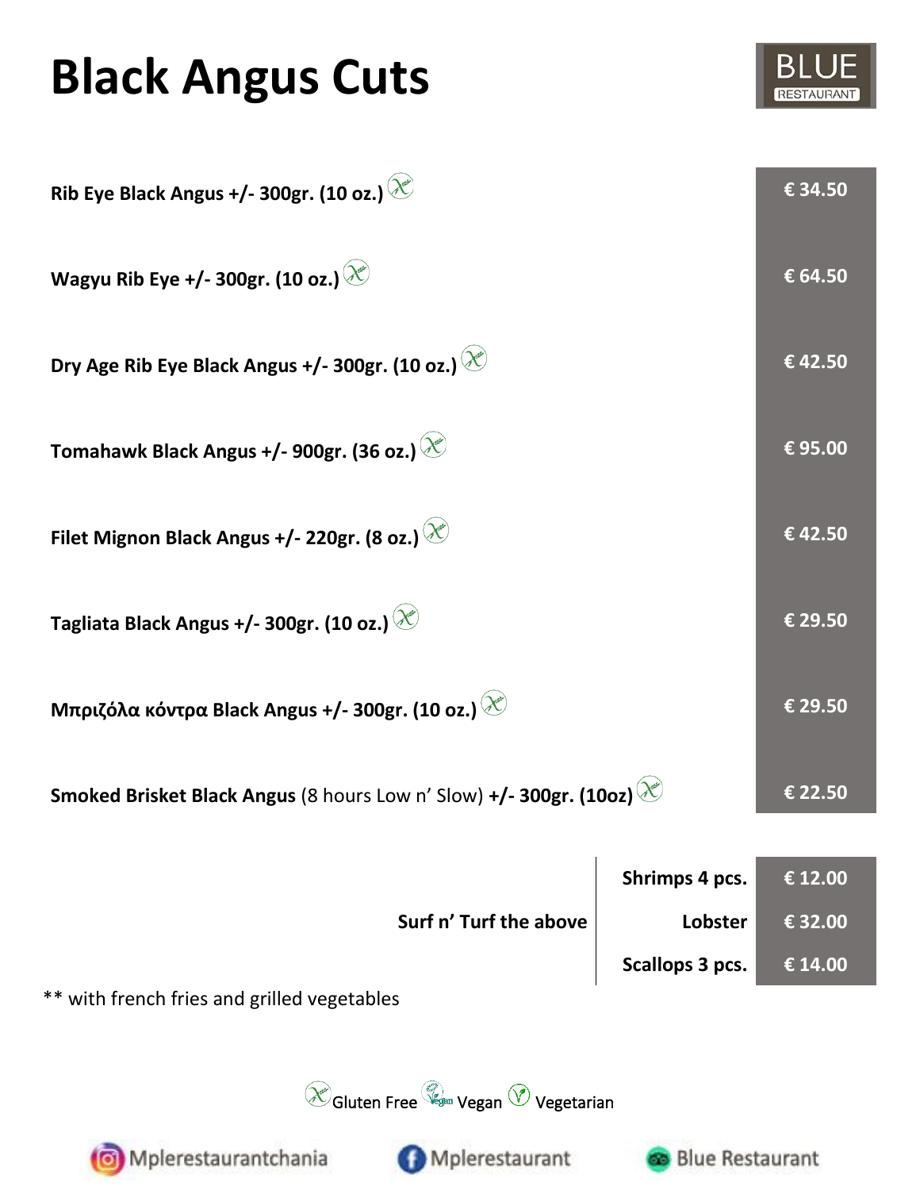# Black Angus Cuts

BLUE RESTAURANT

| Item | Price |
| --- | --- |
| **Rib Eye Black Angus +/- 300gr. (10 oz.)** (Gluten Free) | **€ 34.50** |
| **Wagyu Rib Eye +/- 300gr. (10 oz.)** (Gluten Free) | **€ 64.50** |
| **Dry Age Rib Eye Black Angus +/- 300gr. (10 oz.)** (Gluten Free) | **€ 42.50** |
| **Tomahawk Black Angus +/- 900gr. (36 oz.)** (Gluten Free) | **€ 95.00** |
| **Filet Mignon Black Angus +/- 220gr. (8 oz.)** (Gluten Free) | **€ 42.50** |
| **Tagliata Black Angus +/- 300gr. (10 oz.)** (Gluten Free) | **€ 29.50** |
| **Μπριζόλα κόντρα Black Angus +/- 300gr. (10 oz.)** (Gluten Free) | **€ 29.50** |
| **Smoked Brisket Black Angus** (8 hours Low n' Slow) **+/- 300gr. (10oz)** (Gluten Free) | **€ 22.50** |

| | | |
| --- | --- | --- |
| **Surf n' Turf the above** | **Shrimps 4 pcs.** | **€ 12.00** |
| | **Lobster** | **€ 32.00** |
| | **Scallops 3 pcs.** | **€ 14.00** |

** with french fries and grilled vegetables

Gluten Free · Vegan · Vegetarian

Mplerestaurantchania · Mplerestaurant · Blue Restaurant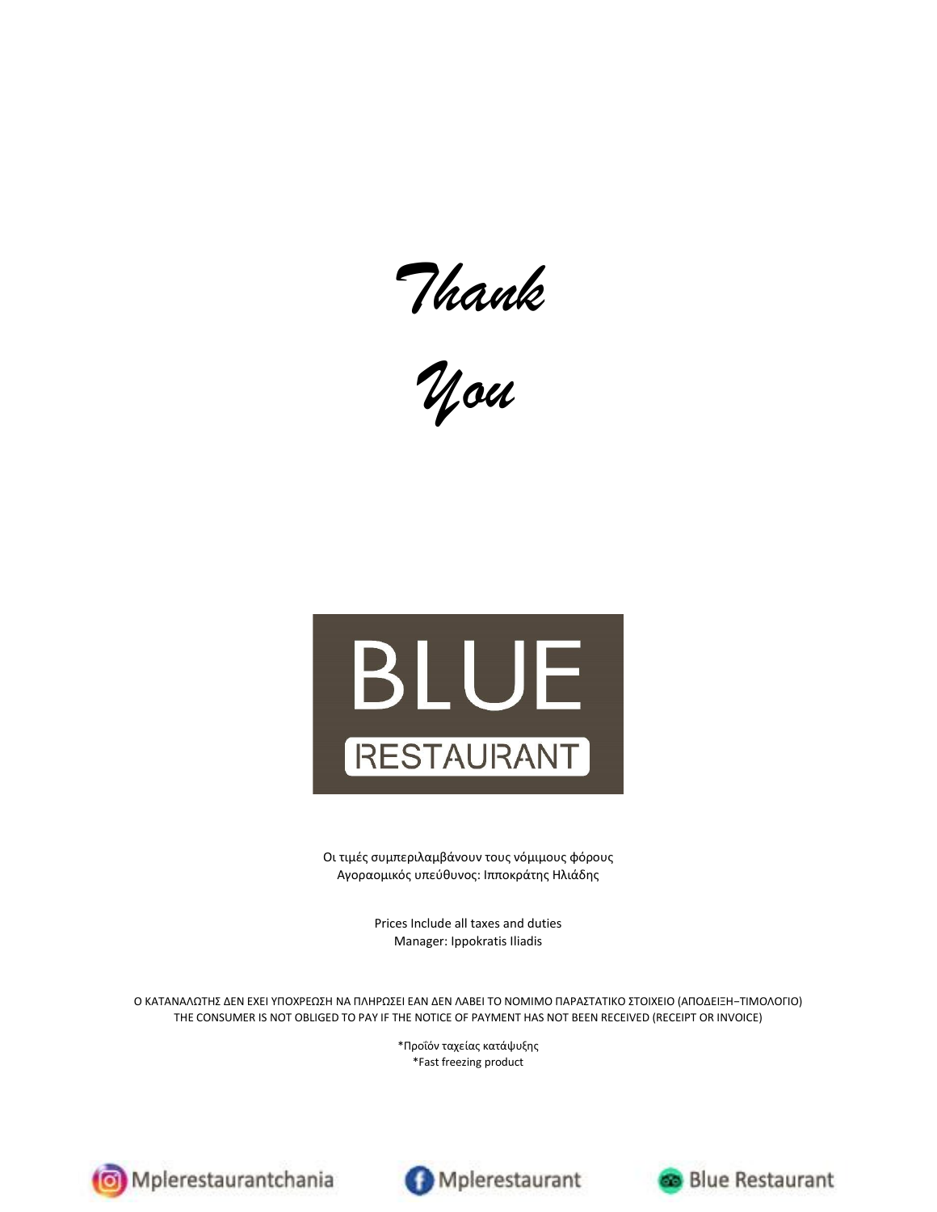*Thank*

*You*

BLUE

RESTAURANT

Οι τιμές συμπεριλαμβάνουν τους νόμιμους φόρους
Αγοραομικός υπεύθυνος: Ιπποκράτης Ηλιάδης

Prices Include all taxes and duties
Manager: Ippokratis Iliadis

Ο ΚΑΤΑΝΑΛΩΤΗΣ ΔΕΝ ΕΧΕΙ ΥΠΟΧΡΕΩΣΗ ΝΑ ΠΛΗΡΩΣΕΙ ΕΑΝ ΔΕΝ ΛΑΒΕΙ ΤΟ ΝΟΜΙΜΟ ΠΑΡΑΣΤΑΤΙΚΟ ΣΤΟΙΧΕΙΟ (ΑΠΟΔΕΙΞΗ–ΤΙΜΟΛΟΓΙΟ)
THE CONSUMER IS NOT OBLIGED TO PAY IF THE NOTICE OF PAYMENT HAS NOT BEEN RECEIVED (RECEIPT OR INVOICE)

*Προϊόν ταχείας κατάψυξης
*Fast freezing product

Mplerestaurantchania    Mplerestaurant    Blue Restaurant